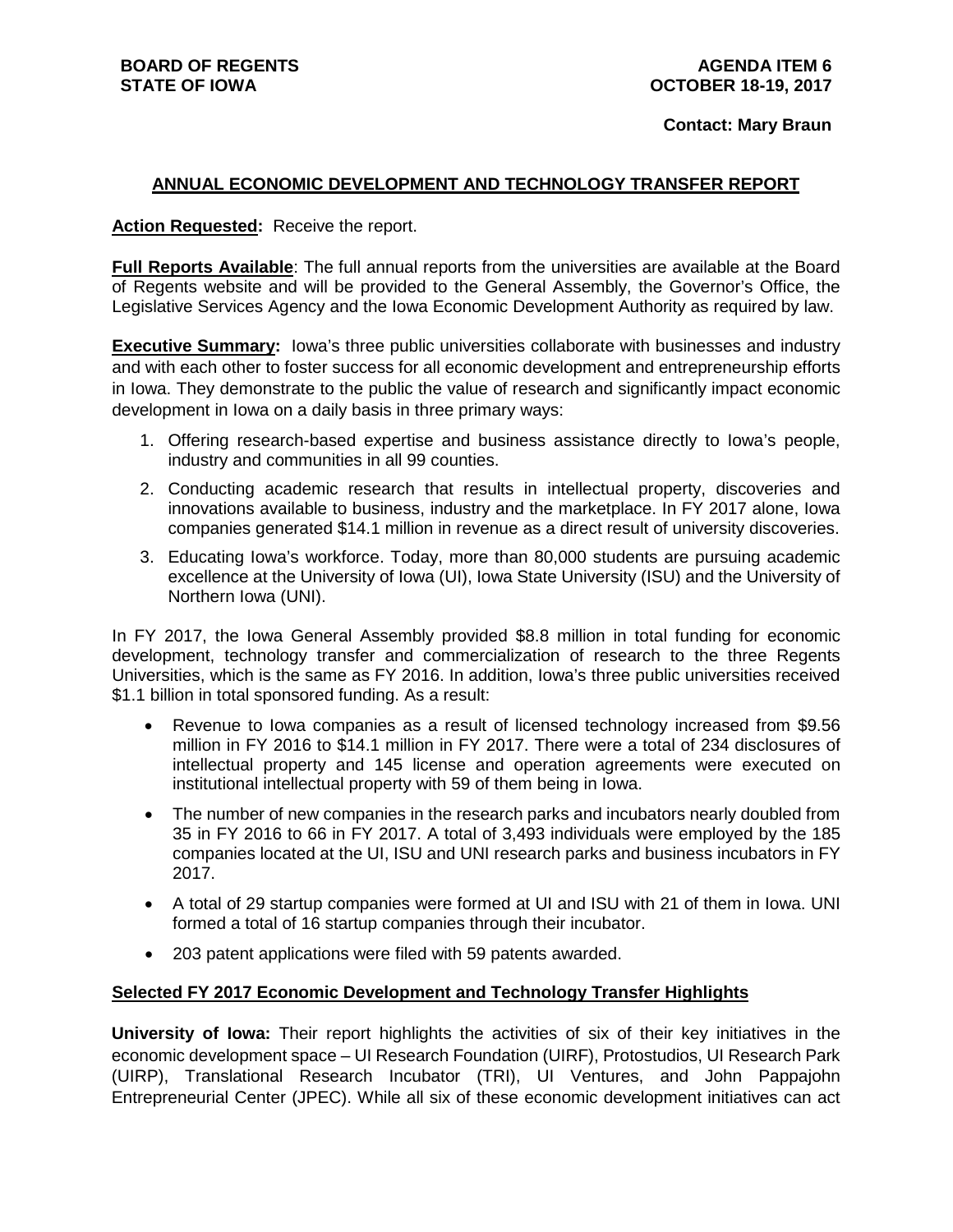**BOARD OF REGENTS**
**STATE OF IOWA**

**AGENDA ITEM 6**
**OCTOBER 18-19, 2017**

**Contact: Mary Braun**

## ANNUAL ECONOMIC DEVELOPMENT AND TECHNOLOGY TRANSFER REPORT

**Action Requested:** Receive the report.

**Full Reports Available**: The full annual reports from the universities are available at the Board of Regents website and will be provided to the General Assembly, the Governor's Office, the Legislative Services Agency and the Iowa Economic Development Authority as required by law.

**Executive Summary:** Iowa's three public universities collaborate with businesses and industry and with each other to foster success for all economic development and entrepreneurship efforts in Iowa. They demonstrate to the public the value of research and significantly impact economic development in Iowa on a daily basis in three primary ways:

1. Offering research-based expertise and business assistance directly to Iowa's people, industry and communities in all 99 counties.
2. Conducting academic research that results in intellectual property, discoveries and innovations available to business, industry and the marketplace. In FY 2017 alone, Iowa companies generated $14.1 million in revenue as a direct result of university discoveries.
3. Educating Iowa's workforce. Today, more than 80,000 students are pursuing academic excellence at the University of Iowa (UI), Iowa State University (ISU) and the University of Northern Iowa (UNI).

In FY 2017, the Iowa General Assembly provided $8.8 million in total funding for economic development, technology transfer and commercialization of research to the three Regents Universities, which is the same as FY 2016. In addition, Iowa's three public universities received $1.1 billion in total sponsored funding. As a result:

- Revenue to Iowa companies as a result of licensed technology increased from $9.56 million in FY 2016 to $14.1 million in FY 2017. There were a total of 234 disclosures of intellectual property and 145 license and operation agreements were executed on institutional intellectual property with 59 of them being in Iowa.
- The number of new companies in the research parks and incubators nearly doubled from 35 in FY 2016 to 66 in FY 2017. A total of 3,493 individuals were employed by the 185 companies located at the UI, ISU and UNI research parks and business incubators in FY 2017.
- A total of 29 startup companies were formed at UI and ISU with 21 of them in Iowa. UNI formed a total of 16 startup companies through their incubator.
- 203 patent applications were filed with 59 patents awarded.

### Selected FY 2017 Economic Development and Technology Transfer Highlights

**University of Iowa:** Their report highlights the activities of six of their key initiatives in the economic development space – UI Research Foundation (UIRF), Protostudios, UI Research Park (UIRP), Translational Research Incubator (TRI), UI Ventures, and John Pappajohn Entrepreneurial Center (JPEC). While all six of these economic development initiatives can act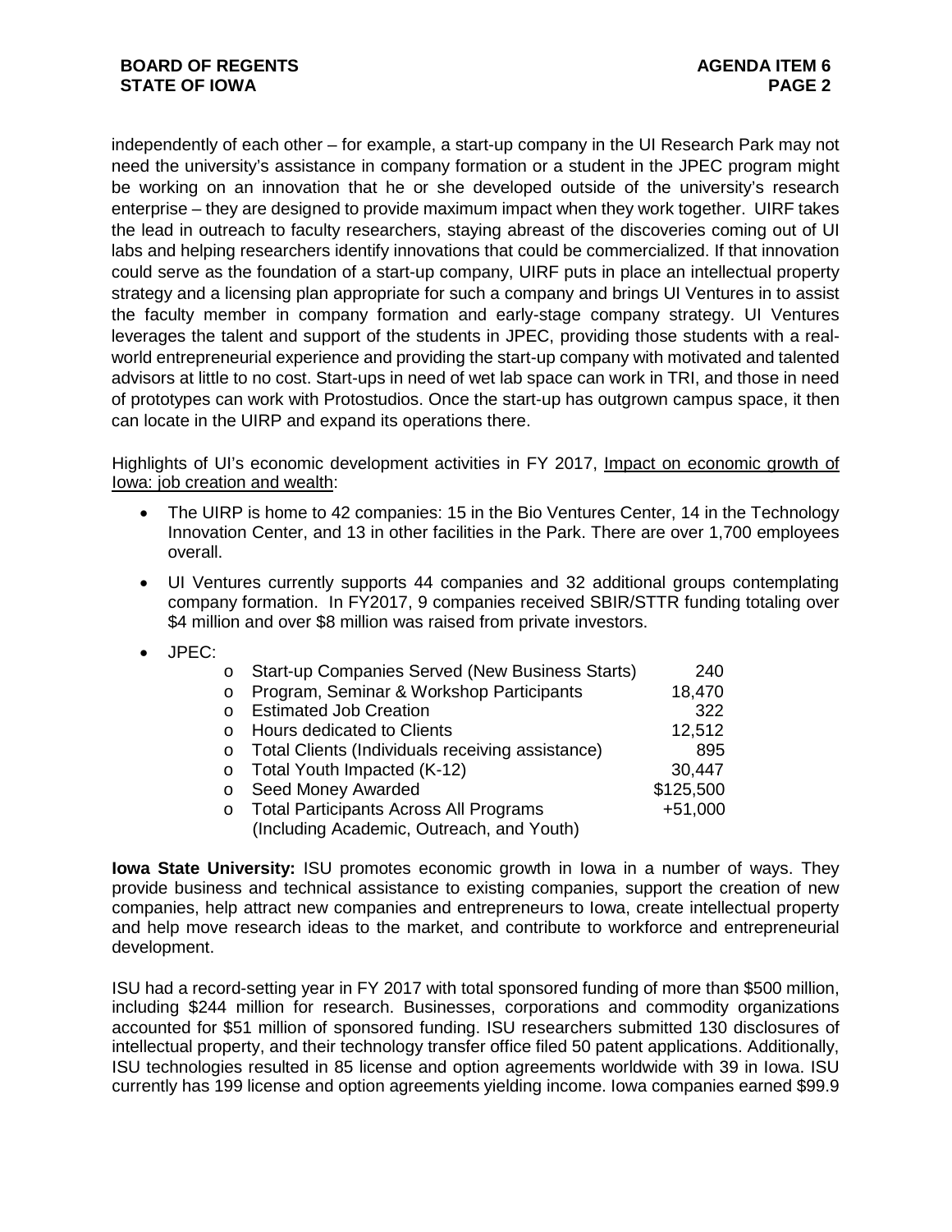independently of each other – for example, a start-up company in the UI Research Park may not need the university's assistance in company formation or a student in the JPEC program might be working on an innovation that he or she developed outside of the university's research enterprise – they are designed to provide maximum impact when they work together. UIRF takes the lead in outreach to faculty researchers, staying abreast of the discoveries coming out of UI labs and helping researchers identify innovations that could be commercialized. If that innovation could serve as the foundation of a start-up company, UIRF puts in place an intellectual property strategy and a licensing plan appropriate for such a company and brings UI Ventures in to assist the faculty member in company formation and early-stage company strategy. UI Ventures leverages the talent and support of the students in JPEC, providing those students with a real-world entrepreneurial experience and providing the start-up company with motivated and talented advisors at little to no cost. Start-ups in need of wet lab space can work in TRI, and those in need of prototypes can work with Protostudios. Once the start-up has outgrown campus space, it then can locate in the UIRP and expand its operations there.

Highlights of UI's economic development activities in FY 2017, Impact on economic growth of Iowa: job creation and wealth:

- The UIRP is home to 42 companies: 15 in the Bio Ventures Center, 14 in the Technology Innovation Center, and 13 in other facilities in the Park. There are over 1,700 employees overall.
- UI Ventures currently supports 44 companies and 32 additional groups contemplating company formation. In FY2017, 9 companies received SBIR/STTR funding totaling over $4 million and over $8 million was raised from private investors.
- JPEC:

| | |
|---|---|
| Start-up Companies Served (New Business Starts) | 240 |
| Program, Seminar & Workshop Participants | 18,470 |
| Estimated Job Creation | 322 |
| Hours dedicated to Clients | 12,512 |
| Total Clients (Individuals receiving assistance) | 895 |
| Total Youth Impacted (K-12) | 30,447 |
| Seed Money Awarded | $125,500 |
| Total Participants Across All Programs (Including Academic, Outreach, and Youth) | +51,000 |

**Iowa State University:** ISU promotes economic growth in Iowa in a number of ways. They provide business and technical assistance to existing companies, support the creation of new companies, help attract new companies and entrepreneurs to Iowa, create intellectual property and help move research ideas to the market, and contribute to workforce and entrepreneurial development.

ISU had a record-setting year in FY 2017 with total sponsored funding of more than $500 million, including $244 million for research. Businesses, corporations and commodity organizations accounted for $51 million of sponsored funding. ISU researchers submitted 130 disclosures of intellectual property, and their technology transfer office filed 50 patent applications. Additionally, ISU technologies resulted in 85 license and option agreements worldwide with 39 in Iowa. ISU currently has 199 license and option agreements yielding income. Iowa companies earned $99.9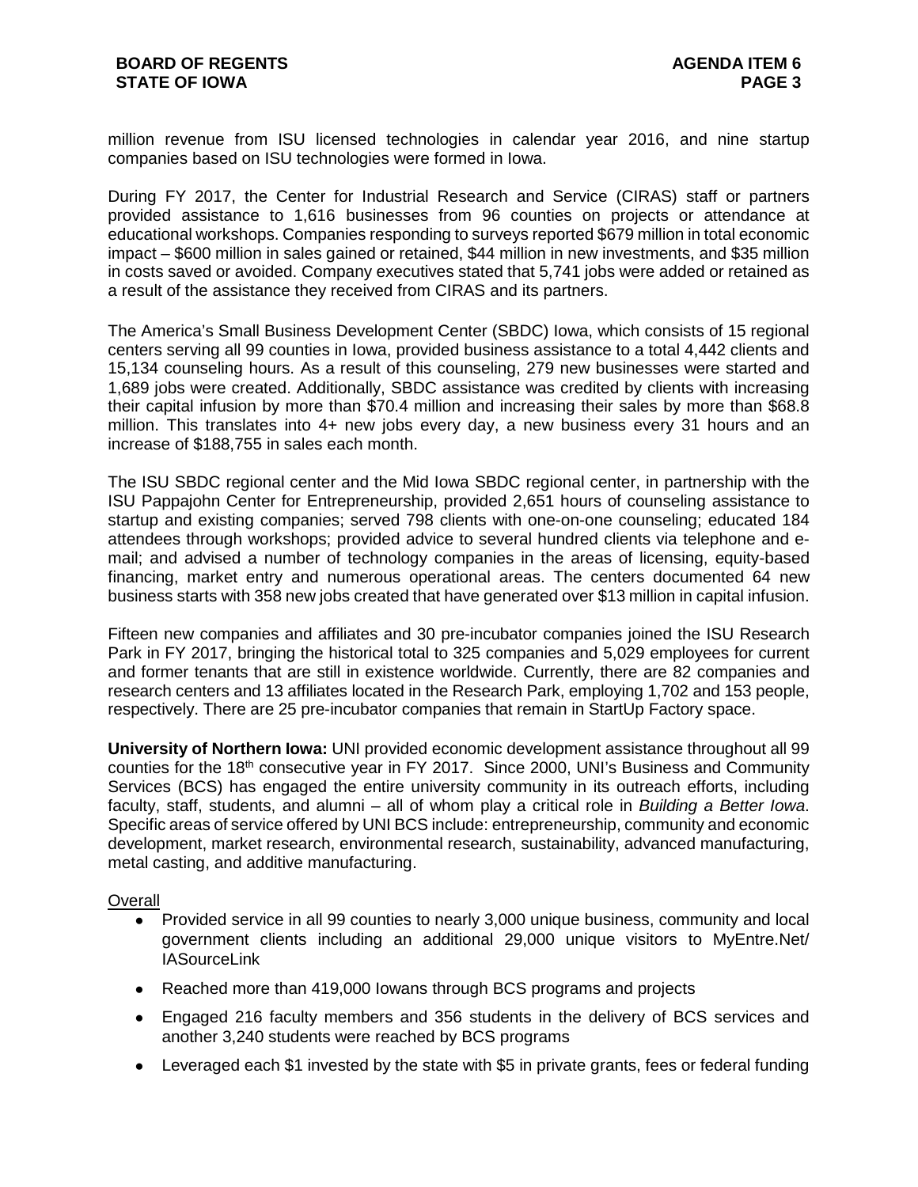million revenue from ISU licensed technologies in calendar year 2016, and nine startup companies based on ISU technologies were formed in Iowa.

During FY 2017, the Center for Industrial Research and Service (CIRAS) staff or partners provided assistance to 1,616 businesses from 96 counties on projects or attendance at educational workshops. Companies responding to surveys reported $679 million in total economic impact – $600 million in sales gained or retained, $44 million in new investments, and $35 million in costs saved or avoided. Company executives stated that 5,741 jobs were added or retained as a result of the assistance they received from CIRAS and its partners.

The America's Small Business Development Center (SBDC) Iowa, which consists of 15 regional centers serving all 99 counties in Iowa, provided business assistance to a total 4,442 clients and 15,134 counseling hours. As a result of this counseling, 279 new businesses were started and 1,689 jobs were created. Additionally, SBDC assistance was credited by clients with increasing their capital infusion by more than $70.4 million and increasing their sales by more than $68.8 million. This translates into 4+ new jobs every day, a new business every 31 hours and an increase of $188,755 in sales each month.

The ISU SBDC regional center and the Mid Iowa SBDC regional center, in partnership with the ISU Pappajohn Center for Entrepreneurship, provided 2,651 hours of counseling assistance to startup and existing companies; served 798 clients with one-on-one counseling; educated 184 attendees through workshops; provided advice to several hundred clients via telephone and e-mail; and advised a number of technology companies in the areas of licensing, equity-based financing, market entry and numerous operational areas. The centers documented 64 new business starts with 358 new jobs created that have generated over $13 million in capital infusion.

Fifteen new companies and affiliates and 30 pre-incubator companies joined the ISU Research Park in FY 2017, bringing the historical total to 325 companies and 5,029 employees for current and former tenants that are still in existence worldwide. Currently, there are 82 companies and research centers and 13 affiliates located in the Research Park, employing 1,702 and 153 people, respectively. There are 25 pre-incubator companies that remain in StartUp Factory space.

**University of Northern Iowa:** UNI provided economic development assistance throughout all 99 counties for the 18th consecutive year in FY 2017. Since 2000, UNI's Business and Community Services (BCS) has engaged the entire university community in its outreach efforts, including faculty, staff, students, and alumni – all of whom play a critical role in *Building a Better Iowa*. Specific areas of service offered by UNI BCS include: entrepreneurship, community and economic development, market research, environmental research, sustainability, advanced manufacturing, metal casting, and additive manufacturing.

Overall

- Provided service in all 99 counties to nearly 3,000 unique business, community and local government clients including an additional 29,000 unique visitors to MyEntre.Net/ IASourceLink
- Reached more than 419,000 Iowans through BCS programs and projects
- Engaged 216 faculty members and 356 students in the delivery of BCS services and another 3,240 students were reached by BCS programs
- Leveraged each $1 invested by the state with $5 in private grants, fees or federal funding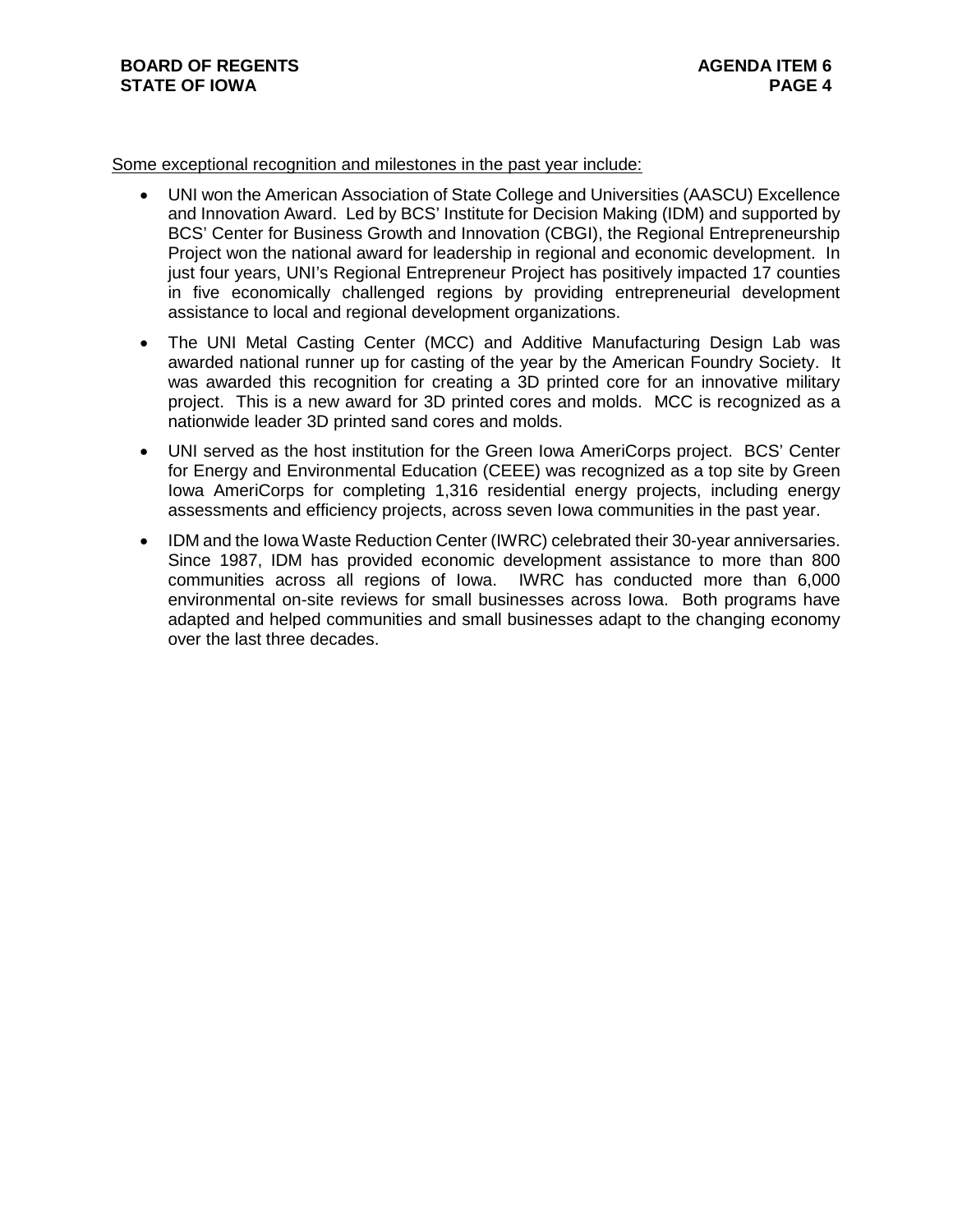Some exceptional recognition and milestones in the past year include:

- UNI won the American Association of State College and Universities (AASCU) Excellence and Innovation Award. Led by BCS' Institute for Decision Making (IDM) and supported by BCS' Center for Business Growth and Innovation (CBGI), the Regional Entrepreneurship Project won the national award for leadership in regional and economic development. In just four years, UNI's Regional Entrepreneur Project has positively impacted 17 counties in five economically challenged regions by providing entrepreneurial development assistance to local and regional development organizations.
- The UNI Metal Casting Center (MCC) and Additive Manufacturing Design Lab was awarded national runner up for casting of the year by the American Foundry Society. It was awarded this recognition for creating a 3D printed core for an innovative military project. This is a new award for 3D printed cores and molds. MCC is recognized as a nationwide leader 3D printed sand cores and molds.
- UNI served as the host institution for the Green Iowa AmeriCorps project. BCS' Center for Energy and Environmental Education (CEEE) was recognized as a top site by Green Iowa AmeriCorps for completing 1,316 residential energy projects, including energy assessments and efficiency projects, across seven Iowa communities in the past year.
- IDM and the Iowa Waste Reduction Center (IWRC) celebrated their 30-year anniversaries. Since 1987, IDM has provided economic development assistance to more than 800 communities across all regions of Iowa. IWRC has conducted more than 6,000 environmental on-site reviews for small businesses across Iowa. Both programs have adapted and helped communities and small businesses adapt to the changing economy over the last three decades.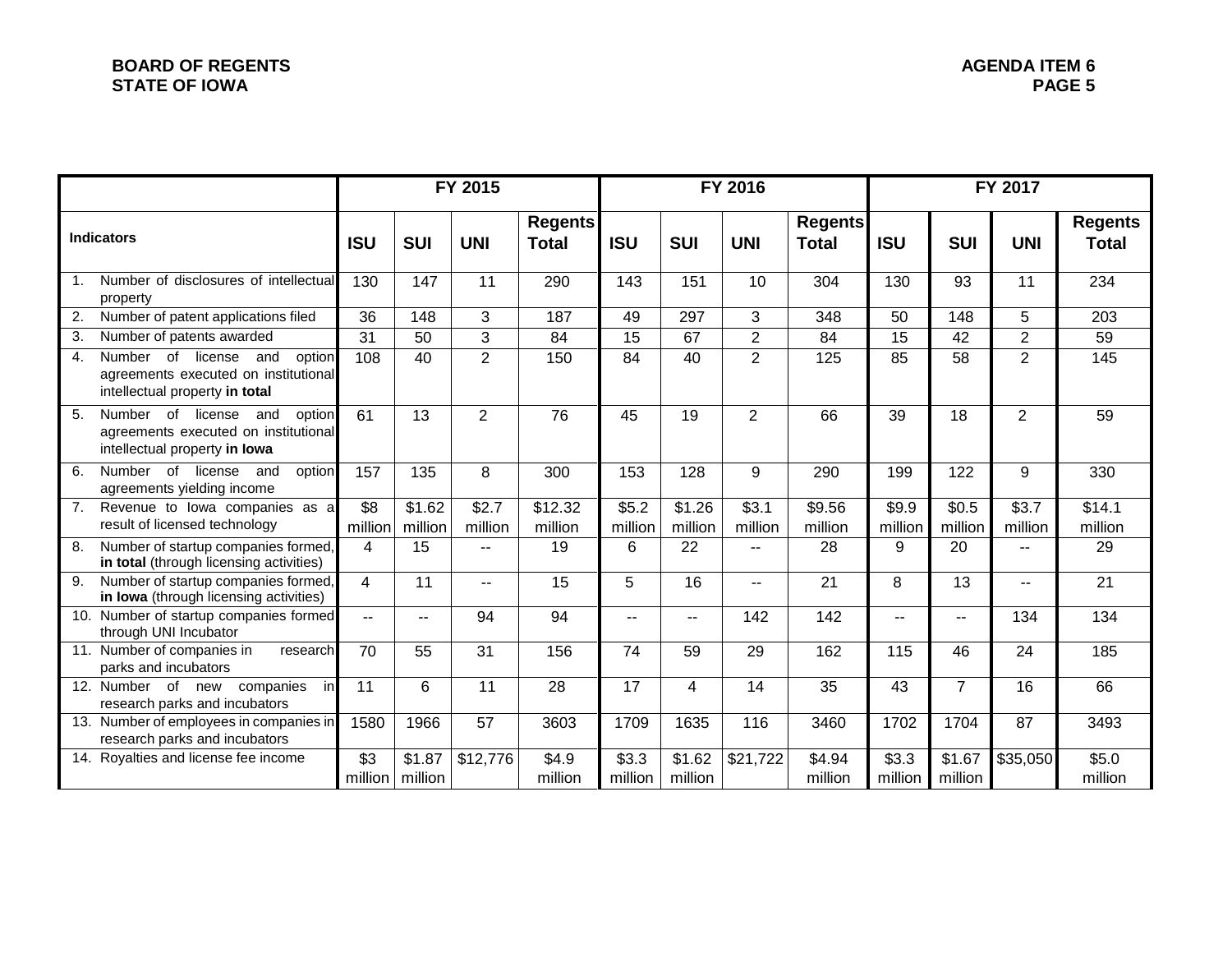| Indicators | FY 2015 | | | | FY 2016 | | | | FY 2017 | | | |
|---|---|---|---|---|---|---|---|---|---|---|---|---|
| | ISU | SUI | UNI | Regents Total | ISU | SUI | UNI | Regents Total | ISU | SUI | UNI | Regents Total |
| 1. Number of disclosures of intellectual property | 130 | 147 | 11 | 290 | 143 | 151 | 10 | 304 | 130 | 93 | 11 | 234 |
| 2. Number of patent applications filed | 36 | 148 | 3 | 187 | 49 | 297 | 3 | 348 | 50 | 148 | 5 | 203 |
| 3. Number of patents awarded | 31 | 50 | 3 | 84 | 15 | 67 | 2 | 84 | 15 | 42 | 2 | 59 |
| 4. Number of license and option agreements executed on institutional intellectual property **in total** | 108 | 40 | 2 | 150 | 84 | 40 | 2 | 125 | 85 | 58 | 2 | 145 |
| 5. Number of license and option agreements executed on institutional intellectual property **in Iowa** | 61 | 13 | 2 | 76 | 45 | 19 | 2 | 66 | 39 | 18 | 2 | 59 |
| 6. Number of license and option agreements yielding income | 157 | 135 | 8 | 300 | 153 | 128 | 9 | 290 | 199 | 122 | 9 | 330 |
| 7. Revenue to Iowa companies as a result of licensed technology | $8 million | $1.62 million | $2.7 million | $12.32 million | $5.2 million | $1.26 million | $3.1 million | $9.56 million | $9.9 million | $0.5 million | $3.7 million | $14.1 million |
| 8. Number of startup companies formed, **in total** (through licensing activities) | 4 | 15 | -- | 19 | 6 | 22 | -- | 28 | 9 | 20 | -- | 29 |
| 9. Number of startup companies formed, **in Iowa** (through licensing activities) | 4 | 11 | -- | 15 | 5 | 16 | -- | 21 | 8 | 13 | -- | 21 |
| 10. Number of startup companies formed through UNI Incubator | -- | -- | 94 | 94 | -- | -- | 142 | 142 | -- | -- | 134 | 134 |
| 11. Number of companies in research parks and incubators | 70 | 55 | 31 | 156 | 74 | 59 | 29 | 162 | 115 | 46 | 24 | 185 |
| 12. Number of new companies in research parks and incubators | 11 | 6 | 11 | 28 | 17 | 4 | 14 | 35 | 43 | 7 | 16 | 66 |
| 13. Number of employees in companies in research parks and incubators | 1580 | 1966 | 57 | 3603 | 1709 | 1635 | 116 | 3460 | 1702 | 1704 | 87 | 3493 |
| 14. Royalties and license fee income | $3 million | $1.87 million | $12,776 | $4.9 million | $3.3 million | $1.62 million | $21,722 | $4.94 million | $3.3 million | $1.67 million | $35,050 | $5.0 million |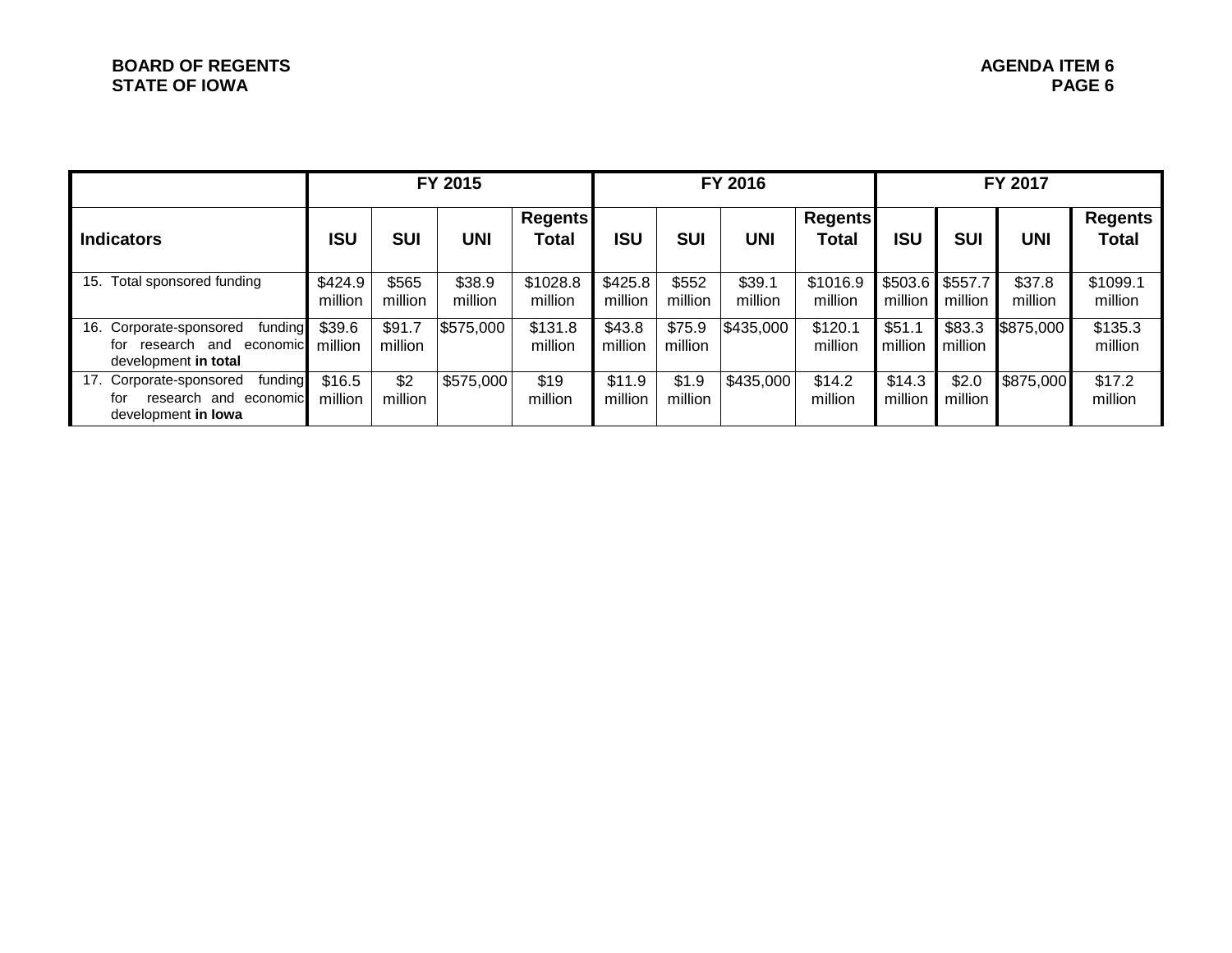| | FY 2015 | | | | FY 2016 | | | | FY 2017 | | | |
|---|---|---|---|---|---|---|---|---|---|---|---|---|
| **Indicators** | **ISU** | **SUI** | **UNI** | **Regents Total** | **ISU** | **SUI** | **UNI** | **Regents Total** | **ISU** | **SUI** | **UNI** | **Regents Total** |
| 15. Total sponsored funding | $424.9 million | $565 million | $38.9 million | $1028.8 million | $425.8 million | $552 million | $39.1 million | $1016.9 million | $503.6 million | $557.7 million | $37.8 million | $1099.1 million |
| 16. Corporate-sponsored funding for research and economic development **in total** | $39.6 million | $91.7 million | $575,000 | $131.8 million | $43.8 million | $75.9 million | $435,000 | $120.1 million | $51.1 million | $83.3 million | $875,000 | $135.3 million |
| 17. Corporate-sponsored funding for research and economic development **in Iowa** | $16.5 million | $2 million | $575,000 | $19 million | $11.9 million | $1.9 million | $435,000 | $14.2 million | $14.3 million | $2.0 million | $875,000 | $17.2 million |